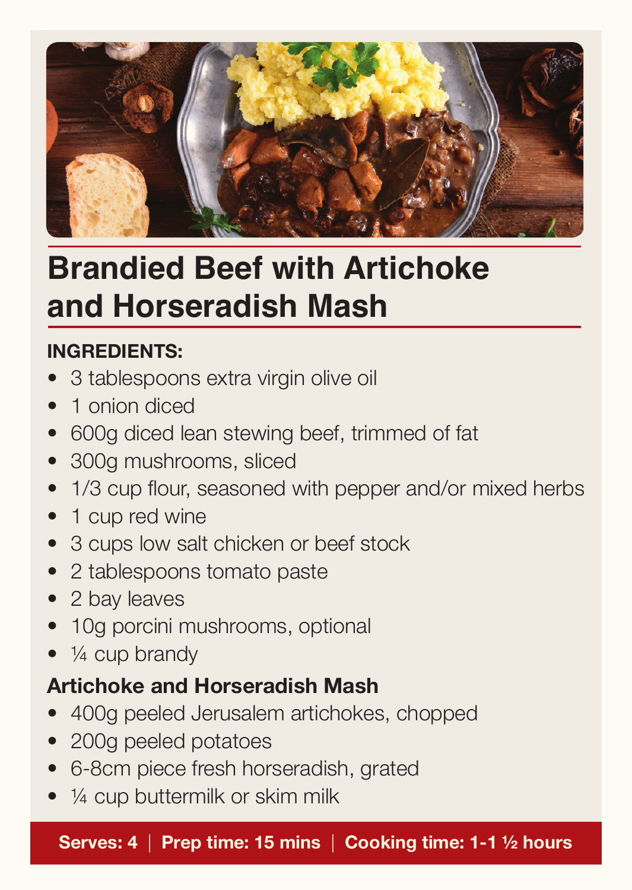# Brandied Beef with Artichoke and Horseradish Mash

**INGREDIENTS:**

- 3 tablespoons extra virgin olive oil
- 1 onion diced
- 600g diced lean stewing beef, trimmed of fat
- 300g mushrooms, sliced
- 1/3 cup flour, seasoned with pepper and/or mixed herbs
- 1 cup red wine
- 3 cups low salt chicken or beef stock
- 2 tablespoons tomato paste
- 2 bay leaves
- 10g porcini mushrooms, optional
- ¼ cup brandy

**Artichoke and Horseradish Mash**

- 400g peeled Jerusalem artichokes, chopped
- 200g peeled potatoes
- 6-8cm piece fresh horseradish, grated
- ¼ cup buttermilk or skim milk

**Serves: 4 | Prep time: 15 mins | Cooking time: 1-1 ½ hours**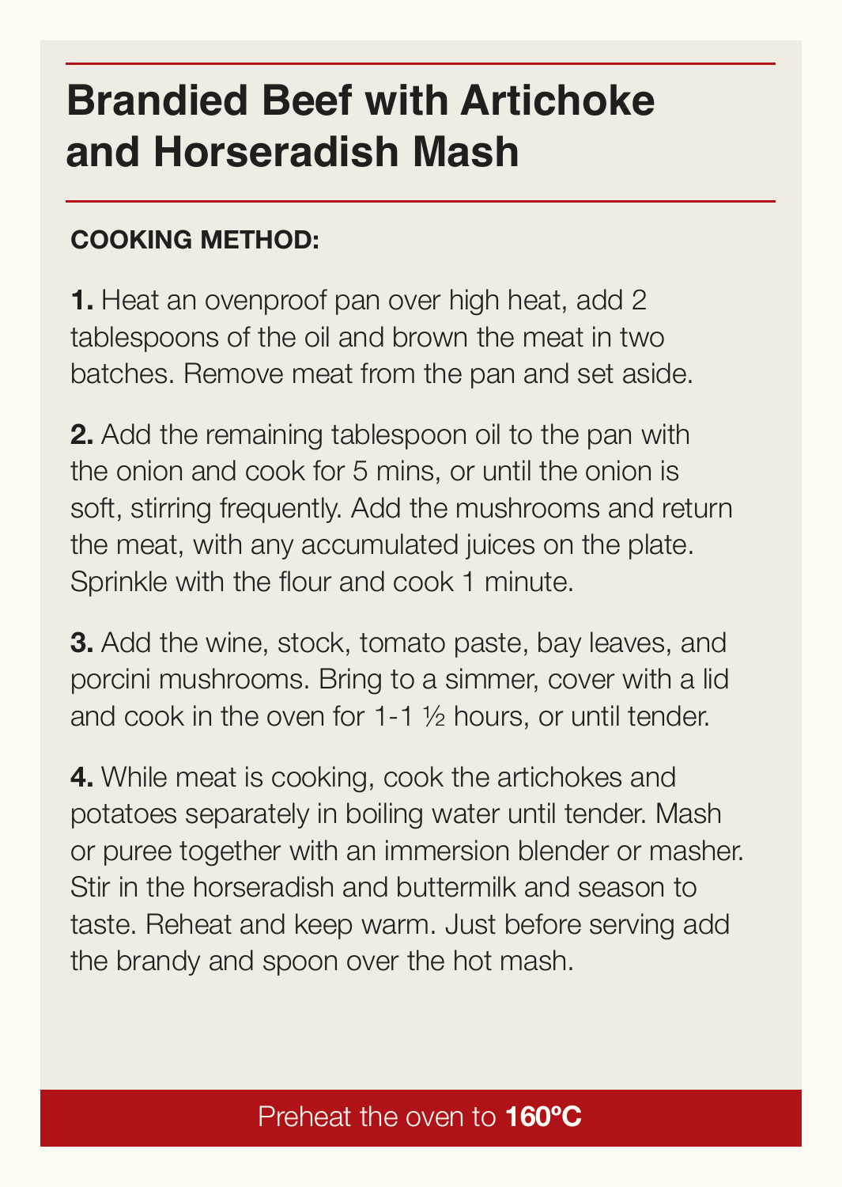# Brandied Beef with Artichoke and Horseradish Mash

**COOKING METHOD:**

**1.** Heat an ovenproof pan over high heat, add 2 tablespoons of the oil and brown the meat in two batches. Remove meat from the pan and set aside.

**2.** Add the remaining tablespoon oil to the pan with the onion and cook for 5 mins, or until the onion is soft, stirring frequently. Add the mushrooms and return the meat, with any accumulated juices on the plate. Sprinkle with the flour and cook 1 minute.

**3.** Add the wine, stock, tomato paste, bay leaves, and porcini mushrooms. Bring to a simmer, cover with a lid and cook in the oven for 1-1 ½ hours, or until tender.

**4.** While meat is cooking, cook the artichokes and potatoes separately in boiling water until tender. Mash or puree together with an immersion blender or masher. Stir in the horseradish and buttermilk and season to taste. Reheat and keep warm. Just before serving add the brandy and spoon over the hot mash.

Preheat the oven to **160ºC**